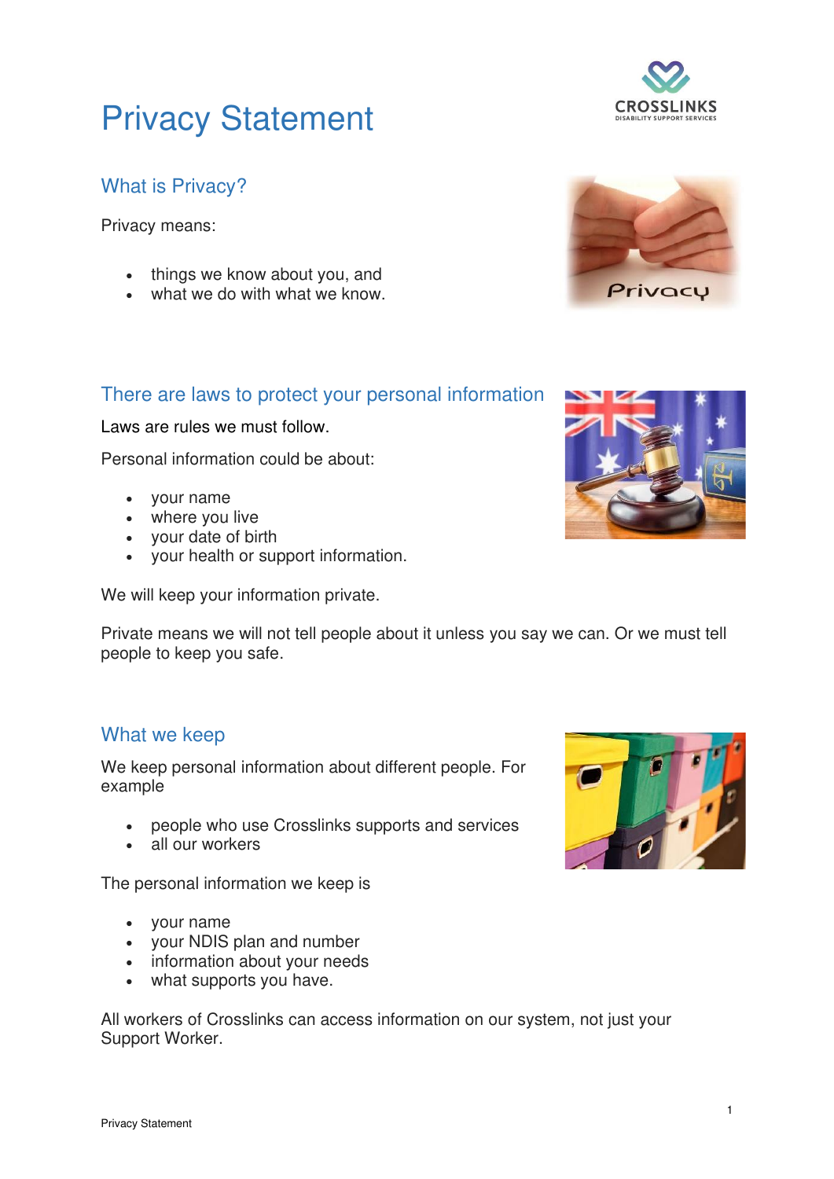# Privacy Statement

## What is Privacy?

Privacy means:

- things we know about you, and
- what we do with what we know.

## There are laws to protect your personal information

Laws are rules we must follow.

Personal information could be about:

- your name
- where you live
- your date of birth
- your health or support information.

We will keep your information private.

Private means we will not tell people about it unless you say we can. Or we must tell people to keep you safe.

## What we keep

We keep personal information about different people. For example

- people who use Crosslinks supports and services
- all our workers

The personal information we keep is

- your name
- your NDIS plan and number
- information about your needs
- what supports you have.

All workers of Crosslinks can access information on our system, not just your Support Worker.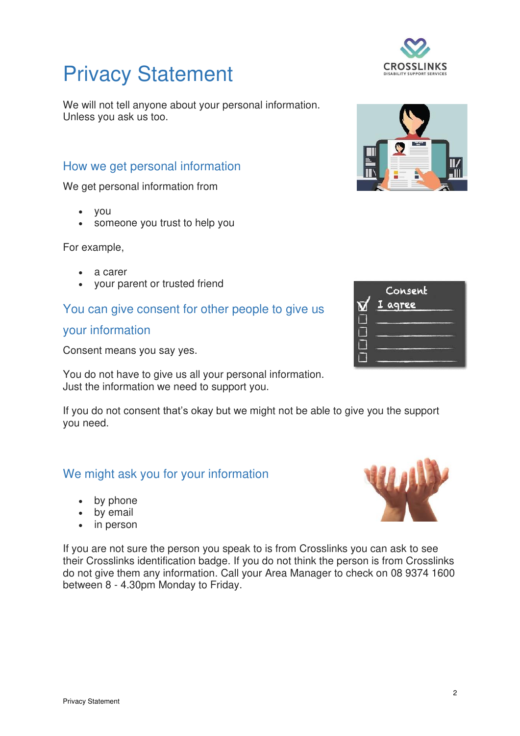# Privacy Statement

We will not tell anyone about your personal information. Unless you ask us too.

## How we get personal information

We get personal information from

- you
- someone you trust to help you

For example,

- a carer
- your parent or trusted friend

## You can give consent for other people to give us your information

Consent means you say yes.

You do not have to give us all your personal information. Just the information we need to support you.

If you do not consent that's okay but we might not be able to give you the support you need.

## We might ask you for your information

- by phone
- by email
- in person

If you are not sure the person you speak to is from Crosslinks you can ask to see their Crosslinks identification badge. If you do not think the person is from Crosslinks do not give them any information. Call your Area Manager to check on 08 9374 1600 between 8 - 4.30pm Monday to Friday.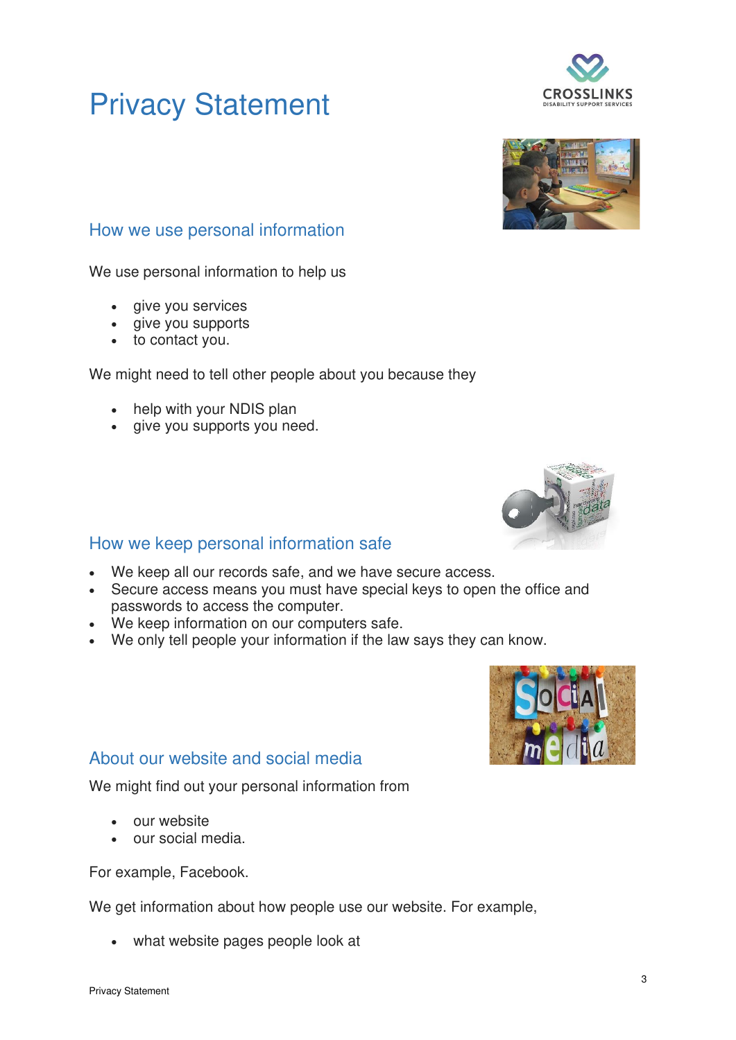# Privacy Statement

## How we use personal information

We use personal information to help us

- give you services
- give you supports
- to contact you.

We might need to tell other people about you because they

- help with your NDIS plan
- give you supports you need.

## How we keep personal information safe

- We keep all our records safe, and we have secure access.
- Secure access means you must have special keys to open the office and passwords to access the computer.
- We keep information on our computers safe.
- We only tell people your information if the law says they can know.

## About our website and social media

We might find out your personal information from

- our website
- our social media.

For example, Facebook.

We get information about how people use our website. For example,

- what website pages people look at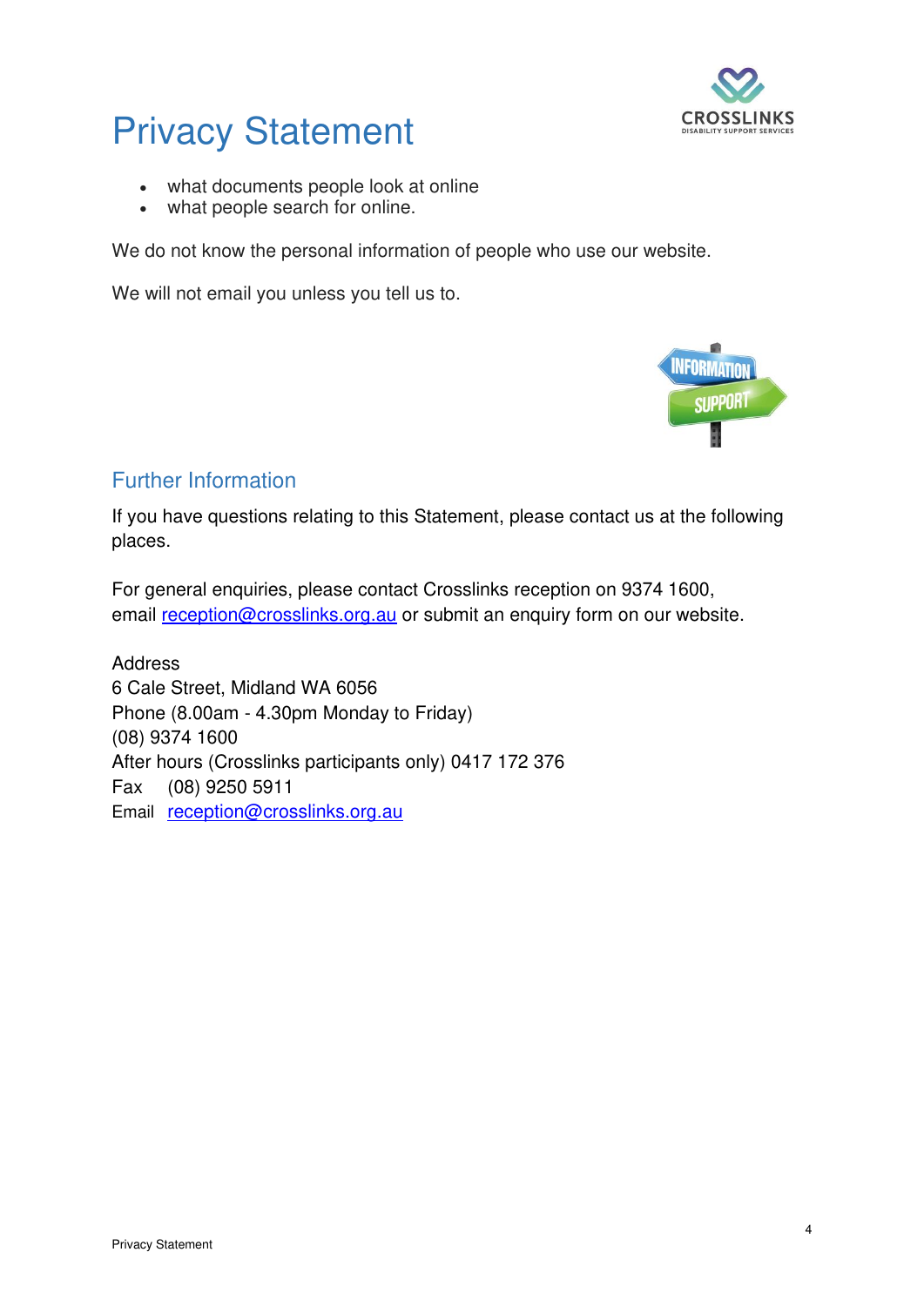# Privacy Statement

- what documents people look at online
- what people search for online.

We do not know the personal information of people who use our website.

We will not email you unless you tell us to.

## Further Information

If you have questions relating to this Statement, please contact us at the following places.

For general enquiries, please contact Crosslinks reception on 9374 1600, email reception@crosslinks.org.au or submit an enquiry form on our website.

Address
6 Cale Street, Midland WA 6056
Phone (8.00am - 4.30pm Monday to Friday)
(08) 9374 1600
After hours (Crosslinks participants only) 0417 172 376
Fax (08) 9250 5911
Email reception@crosslinks.org.au